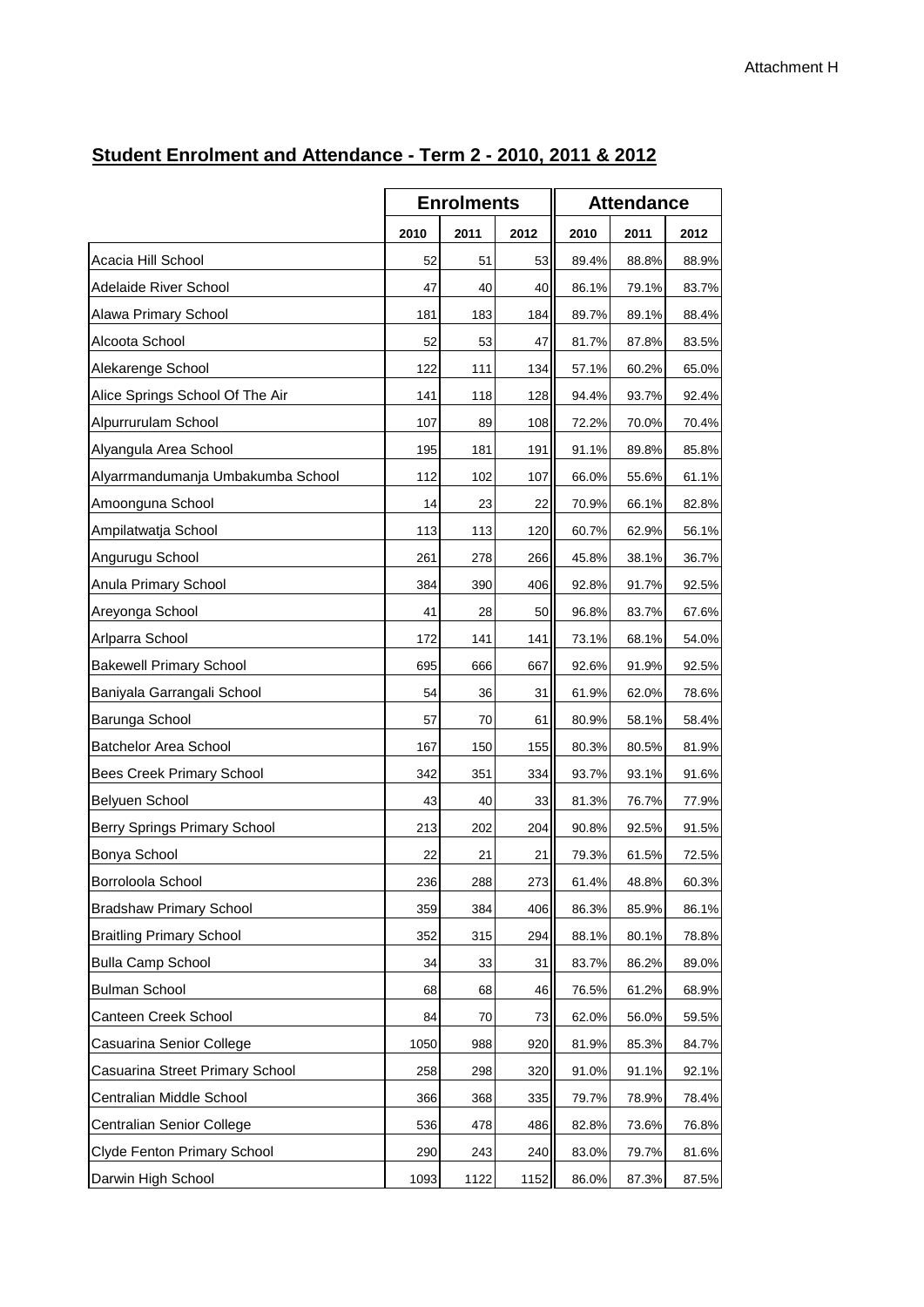Attachment H

## Student Enrolment and Attendance - Term 2 - 2010, 2011 & 2012

| | Enrolments | | | Attendance | | |
|---|---|---|---|---|---|---|
| | 2010 | 2011 | 2012 | 2010 | 2011 | 2012 |
| Acacia Hill School | 52 | 51 | 53 | 89.4% | 88.8% | 88.9% |
| Adelaide River School | 47 | 40 | 40 | 86.1% | 79.1% | 83.7% |
| Alawa Primary School | 181 | 183 | 184 | 89.7% | 89.1% | 88.4% |
| Alcoota School | 52 | 53 | 47 | 81.7% | 87.8% | 83.5% |
| Alekarenge School | 122 | 111 | 134 | 57.1% | 60.2% | 65.0% |
| Alice Springs School Of The Air | 141 | 118 | 128 | 94.4% | 93.7% | 92.4% |
| Alpurrurulam School | 107 | 89 | 108 | 72.2% | 70.0% | 70.4% |
| Alyangula Area School | 195 | 181 | 191 | 91.1% | 89.8% | 85.8% |
| Alyarrmandumanja Umbakumba School | 112 | 102 | 107 | 66.0% | 55.6% | 61.1% |
| Amoonguna School | 14 | 23 | 22 | 70.9% | 66.1% | 82.8% |
| Ampilatwatja School | 113 | 113 | 120 | 60.7% | 62.9% | 56.1% |
| Angurugu School | 261 | 278 | 266 | 45.8% | 38.1% | 36.7% |
| Anula Primary School | 384 | 390 | 406 | 92.8% | 91.7% | 92.5% |
| Areyonga School | 41 | 28 | 50 | 96.8% | 83.7% | 67.6% |
| Arlparra School | 172 | 141 | 141 | 73.1% | 68.1% | 54.0% |
| Bakewell Primary School | 695 | 666 | 667 | 92.6% | 91.9% | 92.5% |
| Baniyala Garrangali School | 54 | 36 | 31 | 61.9% | 62.0% | 78.6% |
| Barunga School | 57 | 70 | 61 | 80.9% | 58.1% | 58.4% |
| Batchelor Area School | 167 | 150 | 155 | 80.3% | 80.5% | 81.9% |
| Bees Creek Primary School | 342 | 351 | 334 | 93.7% | 93.1% | 91.6% |
| Belyuen School | 43 | 40 | 33 | 81.3% | 76.7% | 77.9% |
| Berry Springs Primary School | 213 | 202 | 204 | 90.8% | 92.5% | 91.5% |
| Bonya School | 22 | 21 | 21 | 79.3% | 61.5% | 72.5% |
| Borroloola School | 236 | 288 | 273 | 61.4% | 48.8% | 60.3% |
| Bradshaw Primary School | 359 | 384 | 406 | 86.3% | 85.9% | 86.1% |
| Braitling Primary School | 352 | 315 | 294 | 88.1% | 80.1% | 78.8% |
| Bulla Camp School | 34 | 33 | 31 | 83.7% | 86.2% | 89.0% |
| Bulman School | 68 | 68 | 46 | 76.5% | 61.2% | 68.9% |
| Canteen Creek School | 84 | 70 | 73 | 62.0% | 56.0% | 59.5% |
| Casuarina Senior College | 1050 | 988 | 920 | 81.9% | 85.3% | 84.7% |
| Casuarina Street Primary School | 258 | 298 | 320 | 91.0% | 91.1% | 92.1% |
| Centralian Middle School | 366 | 368 | 335 | 79.7% | 78.9% | 78.4% |
| Centralian Senior College | 536 | 478 | 486 | 82.8% | 73.6% | 76.8% |
| Clyde Fenton Primary School | 290 | 243 | 240 | 83.0% | 79.7% | 81.6% |
| Darwin High School | 1093 | 1122 | 1152 | 86.0% | 87.3% | 87.5% |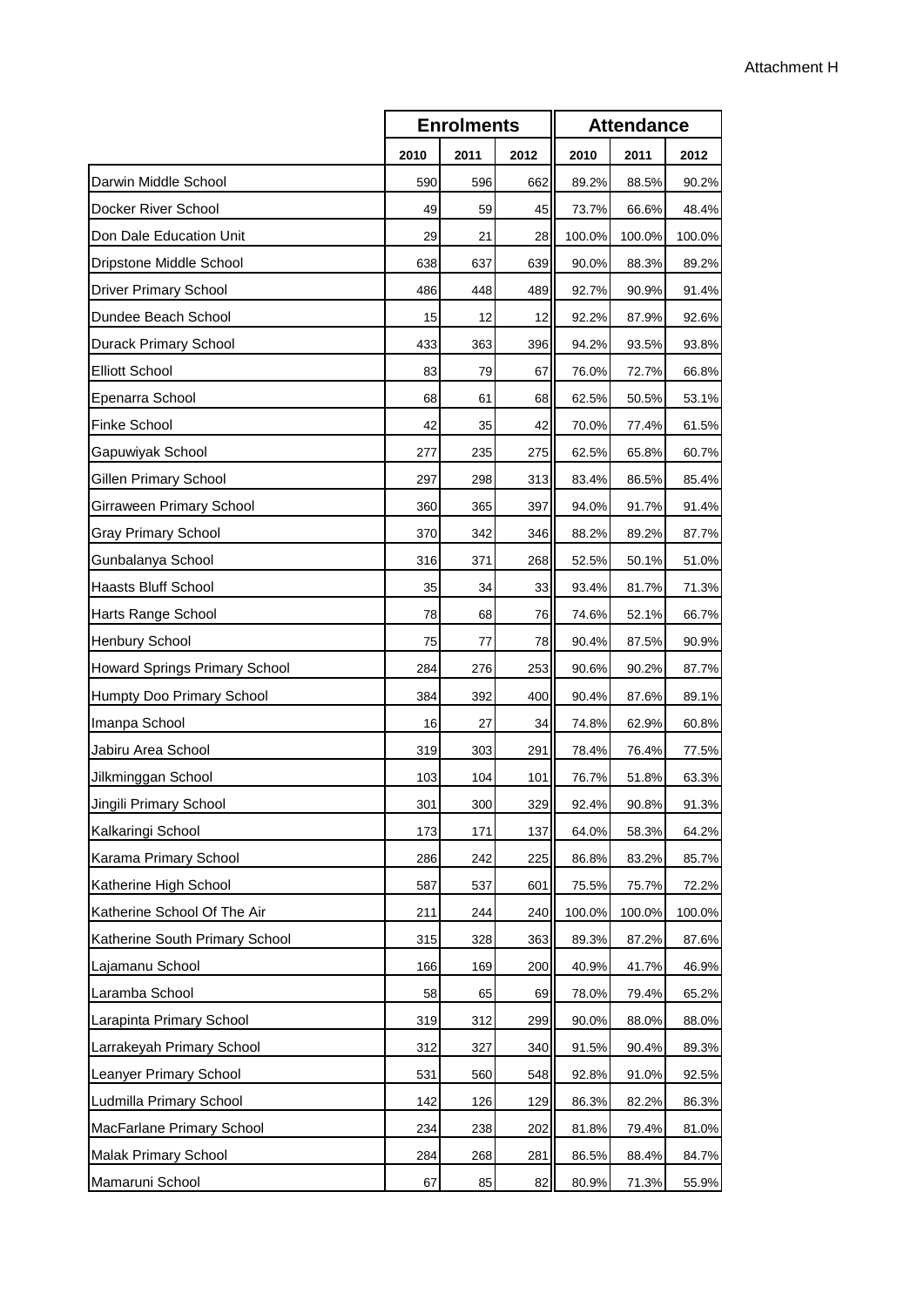Attachment H

| | Enrolments | | | Attendance | | |
|---|---|---|---|---|---|---|
| | 2010 | 2011 | 2012 | 2010 | 2011 | 2012 |
| Darwin Middle School | 590 | 596 | 662 | 89.2% | 88.5% | 90.2% |
| Docker River School | 49 | 59 | 45 | 73.7% | 66.6% | 48.4% |
| Don Dale Education Unit | 29 | 21 | 28 | 100.0% | 100.0% | 100.0% |
| Dripstone Middle School | 638 | 637 | 639 | 90.0% | 88.3% | 89.2% |
| Driver Primary School | 486 | 448 | 489 | 92.7% | 90.9% | 91.4% |
| Dundee Beach School | 15 | 12 | 12 | 92.2% | 87.9% | 92.6% |
| Durack Primary School | 433 | 363 | 396 | 94.2% | 93.5% | 93.8% |
| Elliott School | 83 | 79 | 67 | 76.0% | 72.7% | 66.8% |
| Epenarra School | 68 | 61 | 68 | 62.5% | 50.5% | 53.1% |
| Finke School | 42 | 35 | 42 | 70.0% | 77.4% | 61.5% |
| Gapuwiyak School | 277 | 235 | 275 | 62.5% | 65.8% | 60.7% |
| Gillen Primary School | 297 | 298 | 313 | 83.4% | 86.5% | 85.4% |
| Girraween Primary School | 360 | 365 | 397 | 94.0% | 91.7% | 91.4% |
| Gray Primary School | 370 | 342 | 346 | 88.2% | 89.2% | 87.7% |
| Gunbalanya School | 316 | 371 | 268 | 52.5% | 50.1% | 51.0% |
| Haasts Bluff School | 35 | 34 | 33 | 93.4% | 81.7% | 71.3% |
| Harts Range School | 78 | 68 | 76 | 74.6% | 52.1% | 66.7% |
| Henbury School | 75 | 77 | 78 | 90.4% | 87.5% | 90.9% |
| Howard Springs Primary School | 284 | 276 | 253 | 90.6% | 90.2% | 87.7% |
| Humpty Doo Primary School | 384 | 392 | 400 | 90.4% | 87.6% | 89.1% |
| Imanpa School | 16 | 27 | 34 | 74.8% | 62.9% | 60.8% |
| Jabiru Area School | 319 | 303 | 291 | 78.4% | 76.4% | 77.5% |
| Jilkminggan School | 103 | 104 | 101 | 76.7% | 51.8% | 63.3% |
| Jingili Primary School | 301 | 300 | 329 | 92.4% | 90.8% | 91.3% |
| Kalkaringi School | 173 | 171 | 137 | 64.0% | 58.3% | 64.2% |
| Karama Primary School | 286 | 242 | 225 | 86.8% | 83.2% | 85.7% |
| Katherine High School | 587 | 537 | 601 | 75.5% | 75.7% | 72.2% |
| Katherine School Of The Air | 211 | 244 | 240 | 100.0% | 100.0% | 100.0% |
| Katherine South Primary School | 315 | 328 | 363 | 89.3% | 87.2% | 87.6% |
| Lajamanu School | 166 | 169 | 200 | 40.9% | 41.7% | 46.9% |
| Laramba School | 58 | 65 | 69 | 78.0% | 79.4% | 65.2% |
| Larapinta Primary School | 319 | 312 | 299 | 90.0% | 88.0% | 88.0% |
| Larrakeyah Primary School | 312 | 327 | 340 | 91.5% | 90.4% | 89.3% |
| Leanyer Primary School | 531 | 560 | 548 | 92.8% | 91.0% | 92.5% |
| Ludmilla Primary School | 142 | 126 | 129 | 86.3% | 82.2% | 86.3% |
| MacFarlane Primary School | 234 | 238 | 202 | 81.8% | 79.4% | 81.0% |
| Malak Primary School | 284 | 268 | 281 | 86.5% | 88.4% | 84.7% |
| Mamaruni School | 67 | 85 | 82 | 80.9% | 71.3% | 55.9% |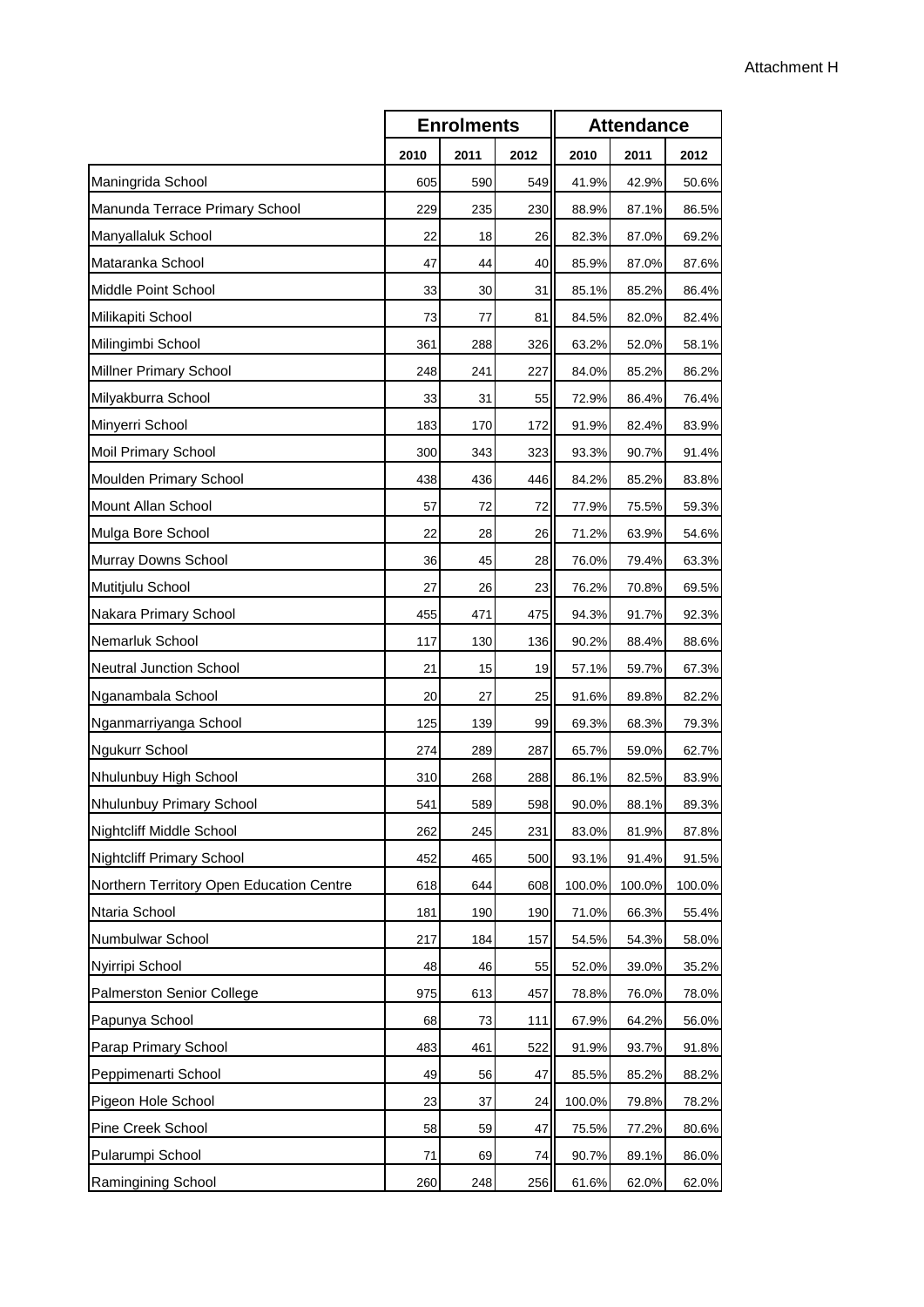Attachment H

| | Enrolments | | | Attendance | | |
|---|---|---|---|---|---|---|
| | 2010 | 2011 | 2012 | 2010 | 2011 | 2012 |
| Maningrida School | 605 | 590 | 549 | 41.9% | 42.9% | 50.6% |
| Manunda Terrace Primary School | 229 | 235 | 230 | 88.9% | 87.1% | 86.5% |
| Manyallaluk School | 22 | 18 | 26 | 82.3% | 87.0% | 69.2% |
| Mataranka School | 47 | 44 | 40 | 85.9% | 87.0% | 87.6% |
| Middle Point School | 33 | 30 | 31 | 85.1% | 85.2% | 86.4% |
| Milikapiti School | 73 | 77 | 81 | 84.5% | 82.0% | 82.4% |
| Milingimbi School | 361 | 288 | 326 | 63.2% | 52.0% | 58.1% |
| Millner Primary School | 248 | 241 | 227 | 84.0% | 85.2% | 86.2% |
| Milyakburra School | 33 | 31 | 55 | 72.9% | 86.4% | 76.4% |
| Minyerri School | 183 | 170 | 172 | 91.9% | 82.4% | 83.9% |
| Moil Primary School | 300 | 343 | 323 | 93.3% | 90.7% | 91.4% |
| Moulden Primary School | 438 | 436 | 446 | 84.2% | 85.2% | 83.8% |
| Mount Allan School | 57 | 72 | 72 | 77.9% | 75.5% | 59.3% |
| Mulga Bore School | 22 | 28 | 26 | 71.2% | 63.9% | 54.6% |
| Murray Downs School | 36 | 45 | 28 | 76.0% | 79.4% | 63.3% |
| Mutitjulu School | 27 | 26 | 23 | 76.2% | 70.8% | 69.5% |
| Nakara Primary School | 455 | 471 | 475 | 94.3% | 91.7% | 92.3% |
| Nemarluk School | 117 | 130 | 136 | 90.2% | 88.4% | 88.6% |
| Neutral Junction School | 21 | 15 | 19 | 57.1% | 59.7% | 67.3% |
| Nganambala School | 20 | 27 | 25 | 91.6% | 89.8% | 82.2% |
| Nganmarriyanga School | 125 | 139 | 99 | 69.3% | 68.3% | 79.3% |
| Ngukurr School | 274 | 289 | 287 | 65.7% | 59.0% | 62.7% |
| Nhulunbuy High School | 310 | 268 | 288 | 86.1% | 82.5% | 83.9% |
| Nhulunbuy Primary School | 541 | 589 | 598 | 90.0% | 88.1% | 89.3% |
| Nightcliff Middle School | 262 | 245 | 231 | 83.0% | 81.9% | 87.8% |
| Nightcliff Primary School | 452 | 465 | 500 | 93.1% | 91.4% | 91.5% |
| Northern Territory Open Education Centre | 618 | 644 | 608 | 100.0% | 100.0% | 100.0% |
| Ntaria School | 181 | 190 | 190 | 71.0% | 66.3% | 55.4% |
| Numbulwar School | 217 | 184 | 157 | 54.5% | 54.3% | 58.0% |
| Nyirripi School | 48 | 46 | 55 | 52.0% | 39.0% | 35.2% |
| Palmerston Senior College | 975 | 613 | 457 | 78.8% | 76.0% | 78.0% |
| Papunya School | 68 | 73 | 111 | 67.9% | 64.2% | 56.0% |
| Parap Primary School | 483 | 461 | 522 | 91.9% | 93.7% | 91.8% |
| Peppimenarti School | 49 | 56 | 47 | 85.5% | 85.2% | 88.2% |
| Pigeon Hole School | 23 | 37 | 24 | 100.0% | 79.8% | 78.2% |
| Pine Creek School | 58 | 59 | 47 | 75.5% | 77.2% | 80.6% |
| Pularumpi School | 71 | 69 | 74 | 90.7% | 89.1% | 86.0% |
| Ramingining School | 260 | 248 | 256 | 61.6% | 62.0% | 62.0% |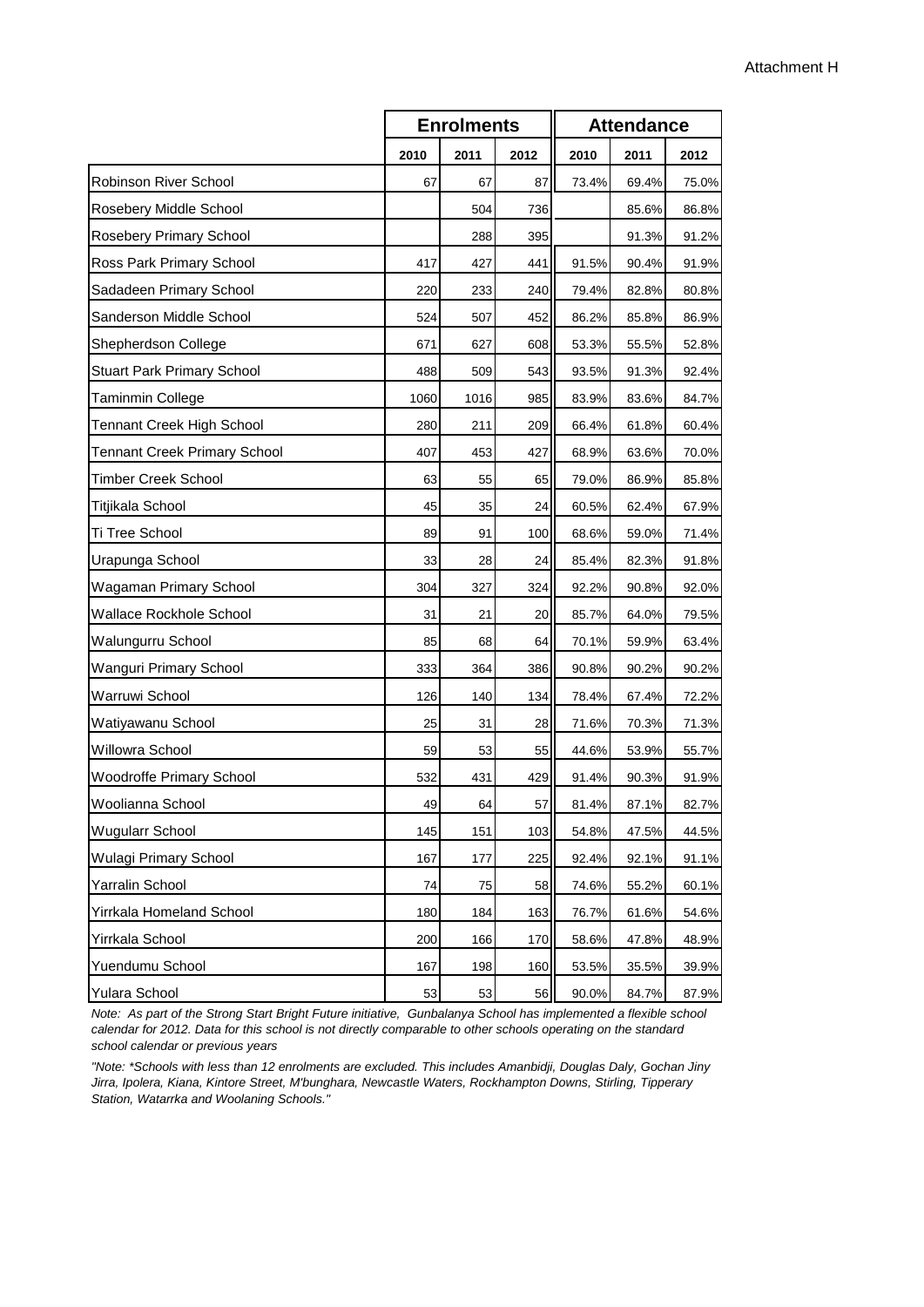Attachment H

| | Enrolments | | | Attendance | | |
|---|---|---|---|---|---|---|
| | 2010 | 2011 | 2012 | 2010 | 2011 | 2012 |
| Robinson River School | 67 | 67 | 87 | 73.4% | 69.4% | 75.0% |
| Rosebery Middle School | | 504 | 736 | | 85.6% | 86.8% |
| Rosebery Primary School | | 288 | 395 | | 91.3% | 91.2% |
| Ross Park Primary School | 417 | 427 | 441 | 91.5% | 90.4% | 91.9% |
| Sadadeen Primary School | 220 | 233 | 240 | 79.4% | 82.8% | 80.8% |
| Sanderson Middle School | 524 | 507 | 452 | 86.2% | 85.8% | 86.9% |
| Shepherdson College | 671 | 627 | 608 | 53.3% | 55.5% | 52.8% |
| Stuart Park Primary School | 488 | 509 | 543 | 93.5% | 91.3% | 92.4% |
| Taminmin College | 1060 | 1016 | 985 | 83.9% | 83.6% | 84.7% |
| Tennant Creek High School | 280 | 211 | 209 | 66.4% | 61.8% | 60.4% |
| Tennant Creek Primary School | 407 | 453 | 427 | 68.9% | 63.6% | 70.0% |
| Timber Creek School | 63 | 55 | 65 | 79.0% | 86.9% | 85.8% |
| Titjikala School | 45 | 35 | 24 | 60.5% | 62.4% | 67.9% |
| Ti Tree School | 89 | 91 | 100 | 68.6% | 59.0% | 71.4% |
| Urapunga School | 33 | 28 | 24 | 85.4% | 82.3% | 91.8% |
| Wagaman Primary School | 304 | 327 | 324 | 92.2% | 90.8% | 92.0% |
| Wallace Rockhole School | 31 | 21 | 20 | 85.7% | 64.0% | 79.5% |
| Walungurru School | 85 | 68 | 64 | 70.1% | 59.9% | 63.4% |
| Wanguri Primary School | 333 | 364 | 386 | 90.8% | 90.2% | 90.2% |
| Warruwi School | 126 | 140 | 134 | 78.4% | 67.4% | 72.2% |
| Watiyawanu School | 25 | 31 | 28 | 71.6% | 70.3% | 71.3% |
| Willowra School | 59 | 53 | 55 | 44.6% | 53.9% | 55.7% |
| Woodroffe Primary School | 532 | 431 | 429 | 91.4% | 90.3% | 91.9% |
| Woolianna School | 49 | 64 | 57 | 81.4% | 87.1% | 82.7% |
| Wugularr School | 145 | 151 | 103 | 54.8% | 47.5% | 44.5% |
| Wulagi Primary School | 167 | 177 | 225 | 92.4% | 92.1% | 91.1% |
| Yarralin School | 74 | 75 | 58 | 74.6% | 55.2% | 60.1% |
| Yirrkala Homeland School | 180 | 184 | 163 | 76.7% | 61.6% | 54.6% |
| Yirrkala School | 200 | 166 | 170 | 58.6% | 47.8% | 48.9% |
| Yuendumu School | 167 | 198 | 160 | 53.5% | 35.5% | 39.9% |
| Yulara School | 53 | 53 | 56 | 90.0% | 84.7% | 87.9% |

*Note: As part of the Strong Start Bright Future initiative, Gunbalanya School has implemented a flexible school calendar for 2012. Data for this school is not directly comparable to other schools operating on the standard school calendar or previous years*

*"Note: *Schools with less than 12 enrolments are excluded. This includes Amanbidji, Douglas Daly, Gochan Jiny Jirra, Ipolera, Kiana, Kintore Street, M'bunghara, Newcastle Waters, Rockhampton Downs, Stirling, Tipperary Station, Watarrka and Woolaning Schools."*